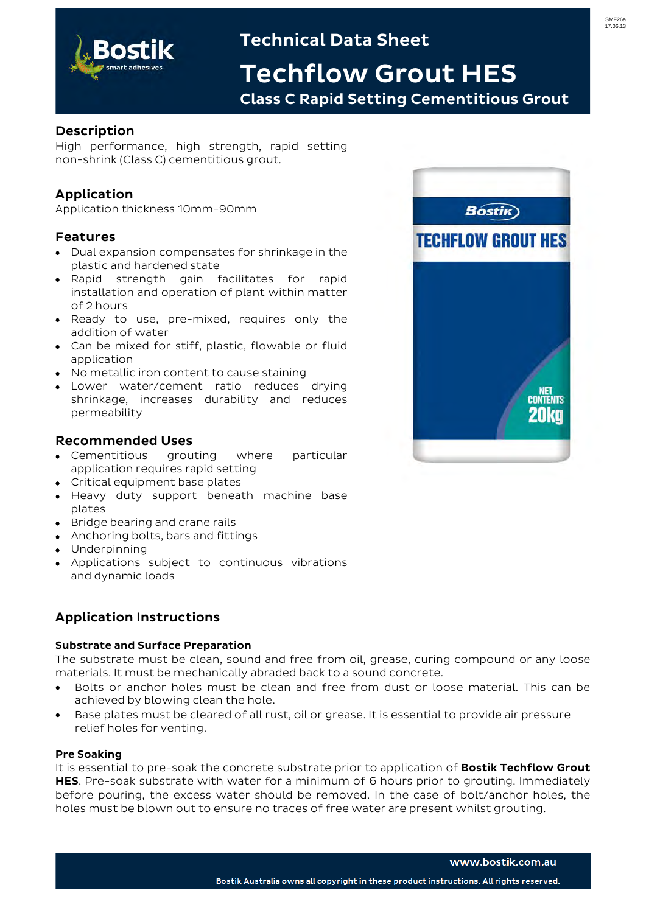# Technical Data Sheet

# Techflow Grout HES

### Class C Rapid Setting Cementitious Grout

## Description

High performance, high strength, rapid setting non-shrink (Class C) cementitious grout.

## Application

Application thickness 10mm-90mm

## Features

- Dual expansion compensates for shrinkage in the plastic and hardened state
- Rapid strength gain facilitates for rapid installation and operation of plant within matter of 2 hours
- Ready to use, pre-mixed, requires only the addition of water
- Can be mixed for stiff, plastic, flowable or fluid application
- No metallic iron content to cause staining
- Lower water/cement ratio reduces drying shrinkage, increases durability and reduces permeability

## Recommended Uses

- Cementitious grouting where particular application requires rapid setting
- Critical equipment base plates
- Heavy duty support beneath machine base plates
- Bridge bearing and crane rails
- Anchoring bolts, bars and fittings
- Underpinning
- Applications subject to continuous vibrations and dynamic loads

## Application Instructions

### Substrate and Surface Preparation

The substrate must be clean, sound and free from oil, grease, curing compound or any loose materials. It must be mechanically abraded back to a sound concrete.

- Bolts or anchor holes must be clean and free from dust or loose material. This can be achieved by blowing clean the hole.
- Base plates must be cleared of all rust, oil or grease. It is essential to provide air pressure relief holes for venting.

### Pre Soaking

It is essential to pre-soak the concrete substrate prior to application of **Bostik Techflow Grout HES**. Pre-soak substrate with water for a minimum of 6 hours prior to grouting. Immediately before pouring, the excess water should be removed. In the case of bolt/anchor holes, the holes must be blown out to ensure no traces of free water are present whilst grouting.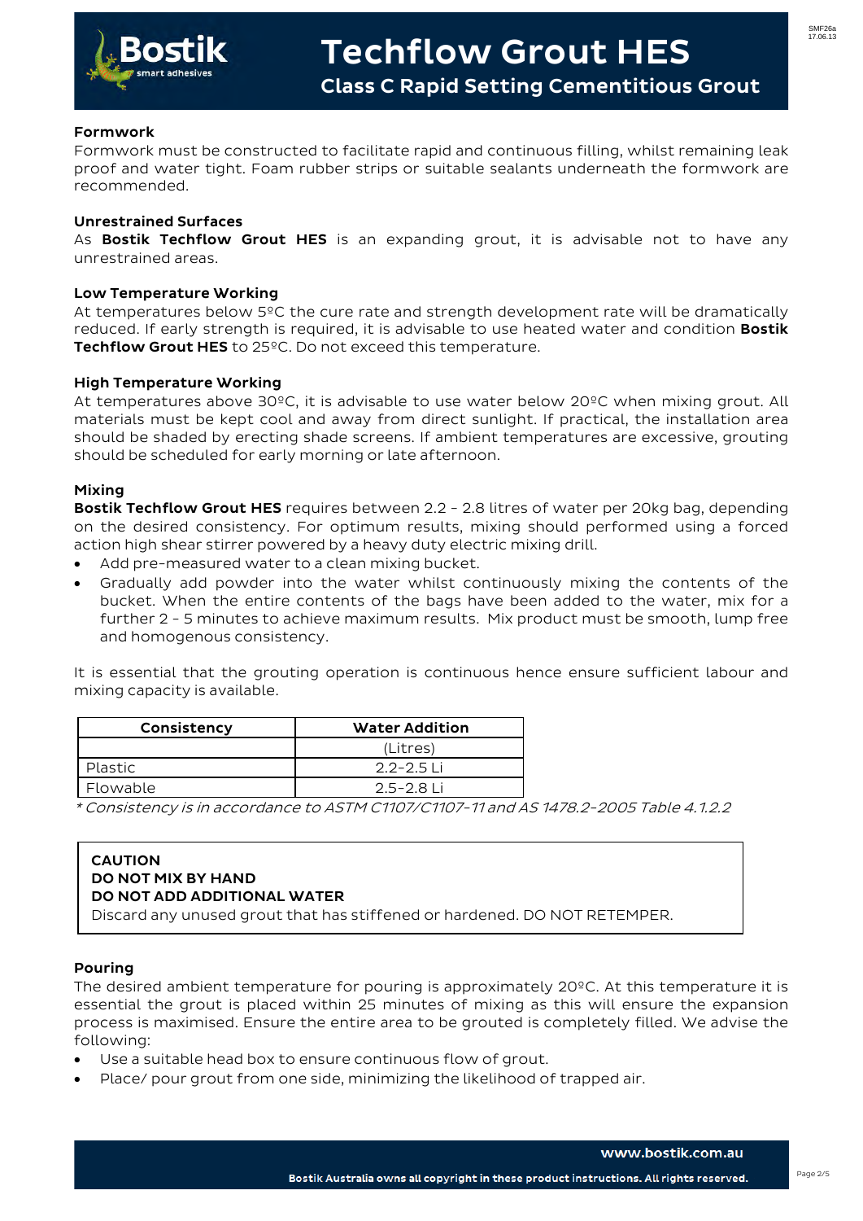# Techflow Grout HES

## Class C Rapid Setting Cementitious Grout

### Formwork

Formwork must be constructed to facilitate rapid and continuous filling, whilst remaining leak proof and water tight. Foam rubber strips or suitable sealants underneath the formwork are recommended.

### Unrestrained Surfaces

As **Bostik Techflow Grout HES** is an expanding grout, it is advisable not to have any unrestrained areas.

### Low Temperature Working

At temperatures below 5ºC the cure rate and strength development rate will be dramatically reduced. If early strength is required, it is advisable to use heated water and condition **Bostik Techflow Grout HES** to 25ºC. Do not exceed this temperature.

### High Temperature Working

At temperatures above 30ºC, it is advisable to use water below 20ºC when mixing grout. All materials must be kept cool and away from direct sunlight. If practical, the installation area should be shaded by erecting shade screens. If ambient temperatures are excessive, grouting should be scheduled for early morning or late afternoon.

### Mixing

**Bostik Techflow Grout HES** requires between 2.2 - 2.8 litres of water per 20kg bag, depending on the desired consistency. For optimum results, mixing should performed using a forced action high shear stirrer powered by a heavy duty electric mixing drill.

- Add pre-measured water to a clean mixing bucket.
- Gradually add powder into the water whilst continuously mixing the contents of the bucket. When the entire contents of the bags have been added to the water, mix for a further 2 - 5 minutes to achieve maximum results. Mix product must be smooth, lump free and homogenous consistency.

It is essential that the grouting operation is continuous hence ensure sufficient labour and mixing capacity is available.

| Consistency | Water Addition |
|---|---|
| | (Litres) |
| Plastic | 2.2-2.5 Li |
| Flowable | 2.5-2.8 Li |

*\* Consistency is in accordance to ASTM C1107/C1107-11 and AS 1478.2-2005 Table 4.1.2.2*

> **CAUTION**
> **DO NOT MIX BY HAND**
> **DO NOT ADD ADDITIONAL WATER**
> Discard any unused grout that has stiffened or hardened. DO NOT RETEMPER.

### Pouring

The desired ambient temperature for pouring is approximately 20ºC. At this temperature it is essential the grout is placed within 25 minutes of mixing as this will ensure the expansion process is maximised. Ensure the entire area to be grouted is completely filled. We advise the following:

- Use a suitable head box to ensure continuous flow of grout.
- Place/ pour grout from one side, minimizing the likelihood of trapped air.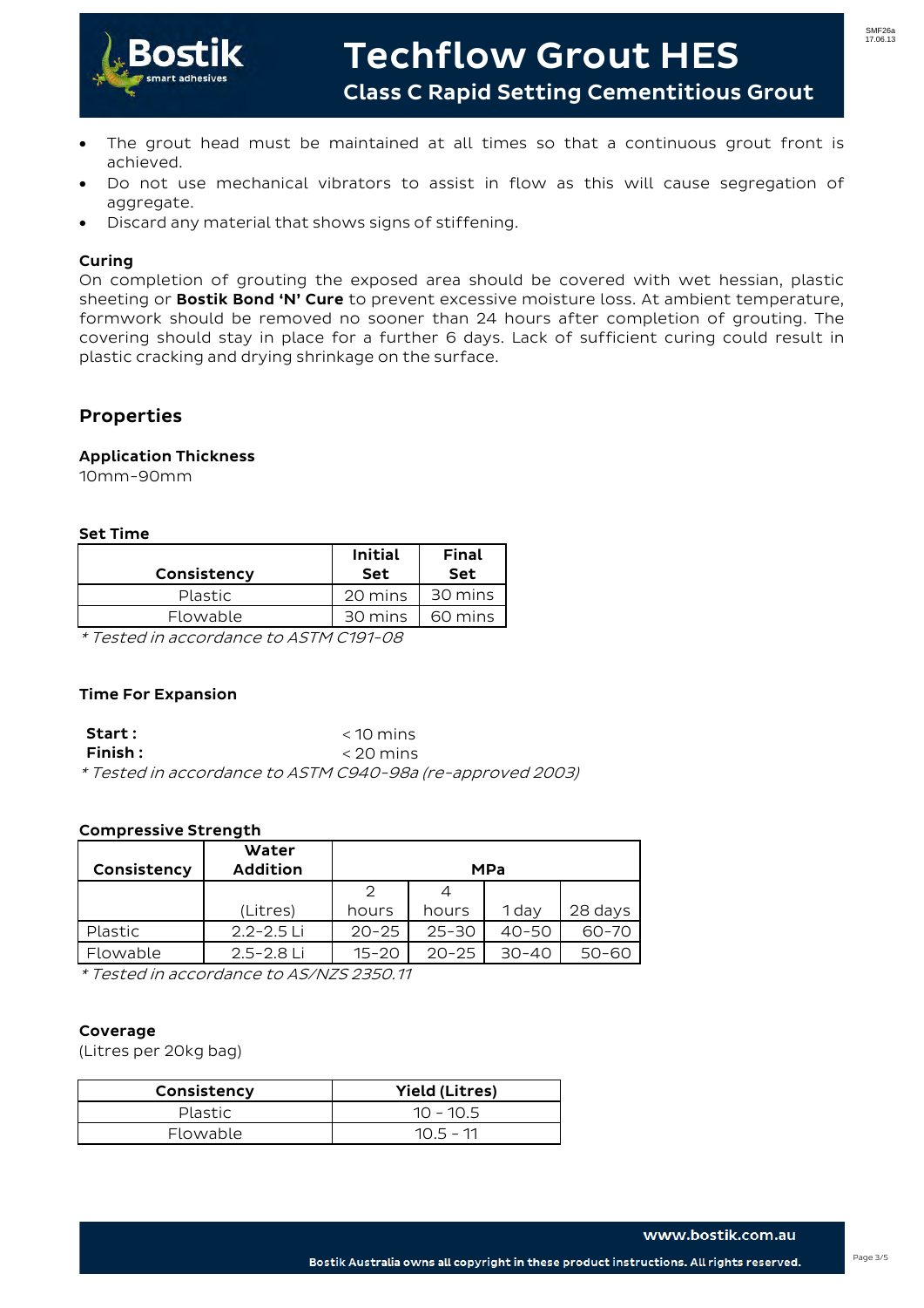- The grout head must be maintained at all times so that a continuous grout front is achieved.
- Do not use mechanical vibrators to assist in flow as this will cause segregation of aggregate.
- Discard any material that shows signs of stiffening.

### Curing

On completion of grouting the exposed area should be covered with wet hessian, plastic sheeting or **Bostik Bond 'N' Cure** to prevent excessive moisture loss. At ambient temperature, formwork should be removed no sooner than 24 hours after completion of grouting. The covering should stay in place for a further 6 days. Lack of sufficient curing could result in plastic cracking and drying shrinkage on the surface.

## Properties

### Application Thickness

10mm-90mm

### Set Time

| Consistency | Initial Set | Final Set |
|---|---|---|
| Plastic | 20 mins | 30 mins |
| Flowable | 30 mins | 60 mins |

*\* Tested in accordance to ASTM C191-08*

### Time For Expansion

**Start :** < 10 mins
**Finish :** < 20 mins

*\* Tested in accordance to ASTM C940-98a (re-approved 2003)*

### Compressive Strength

| Consistency | Water Addition | MPa | | | |
|---|---|---|---|---|---|
| | (Litres) | 2 hours | 4 hours | 1 day | 28 days |
| Plastic | 2.2-2.5 Li | 20-25 | 25-30 | 40-50 | 60-70 |
| Flowable | 2.5-2.8 Li | 15-20 | 20-25 | 30-40 | 50-60 |

*\* Tested in accordance to AS/NZS 2350.11*

### Coverage

(Litres per 20kg bag)

| Consistency | Yield (Litres) |
|---|---|
| Plastic | 10 - 10.5 |
| Flowable | 10.5 - 11 |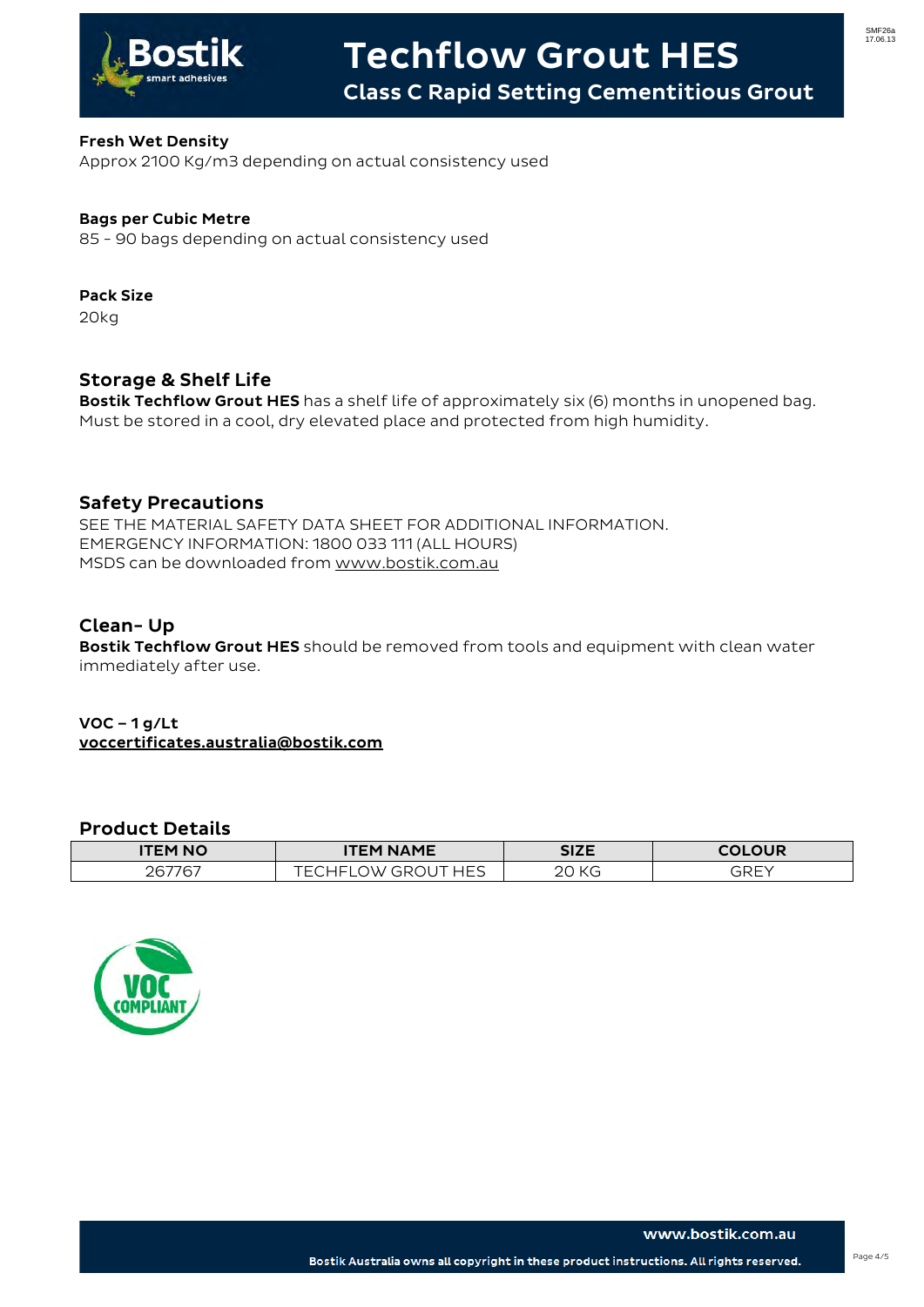**Fresh Wet Density**

Approx 2100 Kg/m3 depending on actual consistency used

**Bags per Cubic Metre**

85 - 90 bags depending on actual consistency used

**Pack Size**

20kg

## Storage & Shelf Life

**Bostik Techflow Grout HES** has a shelf life of approximately six (6) months in unopened bag. Must be stored in a cool, dry elevated place and protected from high humidity.

## Safety Precautions

SEE THE MATERIAL SAFETY DATA SHEET FOR ADDITIONAL INFORMATION.
EMERGENCY INFORMATION: 1800 033 111 (ALL HOURS)
MSDS can be downloaded from www.bostik.com.au

## Clean- Up

**Bostik Techflow Grout HES** should be removed from tools and equipment with clean water immediately after use.

**VOC – 1 g/Lt**
**voccertificates.australia@bostik.com**

## Product Details

| ITEM NO | ITEM NAME | SIZE | COLOUR |
|---|---|---|---|
| 267767 | TECHFLOW GROUT HES | 20 KG | GREY |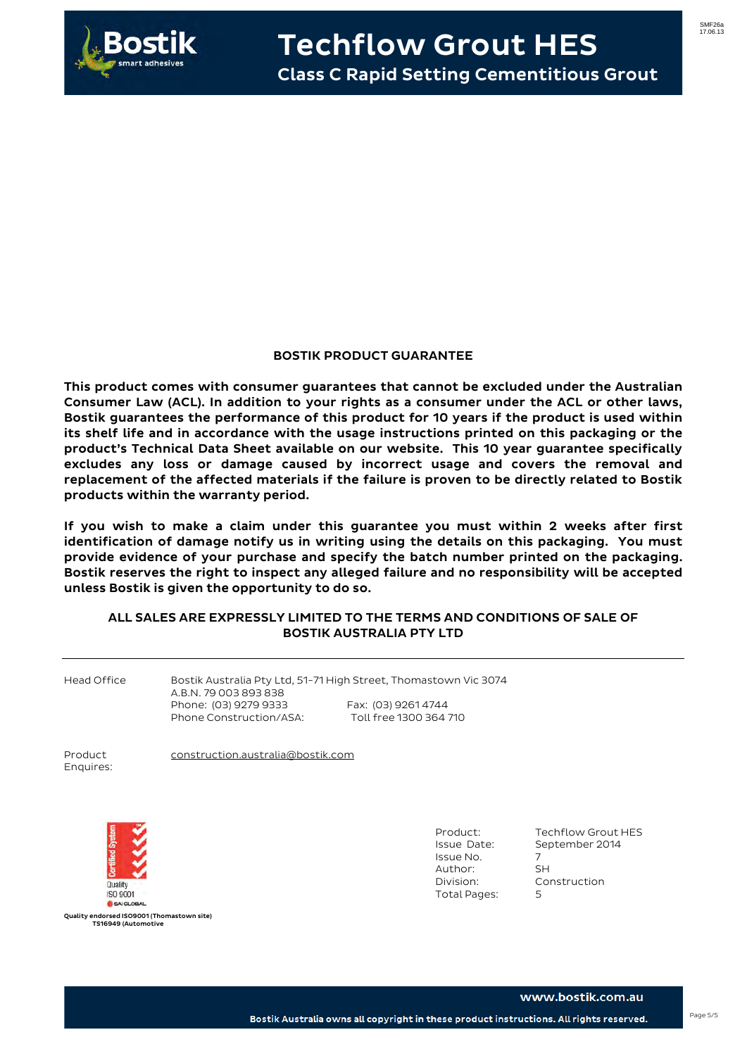# Techflow Grout HES

## Class C Rapid Setting Cementitious Grout

**BOSTIK PRODUCT GUARANTEE**

**This product comes with consumer guarantees that cannot be excluded under the Australian Consumer Law (ACL). In addition to your rights as a consumer under the ACL or other laws, Bostik guarantees the performance of this product for 10 years if the product is used within its shelf life and in accordance with the usage instructions printed on this packaging or the product's Technical Data Sheet available on our website. This 10 year guarantee specifically excludes any loss or damage caused by incorrect usage and covers the removal and replacement of the affected materials if the failure is proven to be directly related to Bostik products within the warranty period.**

**If you wish to make a claim under this guarantee you must within 2 weeks after first identification of damage notify us in writing using the details on this packaging. You must provide evidence of your purchase and specify the batch number printed on the packaging. Bostik reserves the right to inspect any alleged failure and no responsibility will be accepted unless Bostik is given the opportunity to do so.**

**ALL SALES ARE EXPRESSLY LIMITED TO THE TERMS AND CONDITIONS OF SALE OF BOSTIK AUSTRALIA PTY LTD**

---

Head Office: Bostik Australia Pty Ltd, 51-71 High Street, Thomastown Vic 3074
A.B.N. 79 003 893 838
Phone: (03) 9279 9333 Fax: (03) 9261 4744
Phone Construction/ASA: Toll free 1300 364 710

Product Enquires: construction.australia@bostik.com

Quality endorsed ISO9001 (Thomastown site)
TS16949 (Automotive

| | |
|---|---|
| Product: | Techflow Grout HES |
| Issue Date: | September 2014 |
| Issue No. | 7 |
| Author: | SH |
| Division: | Construction |
| Total Pages: | 5 |

www.bostik.com.au

Bostik Australia owns all copyright in these product instructions. All rights reserved.